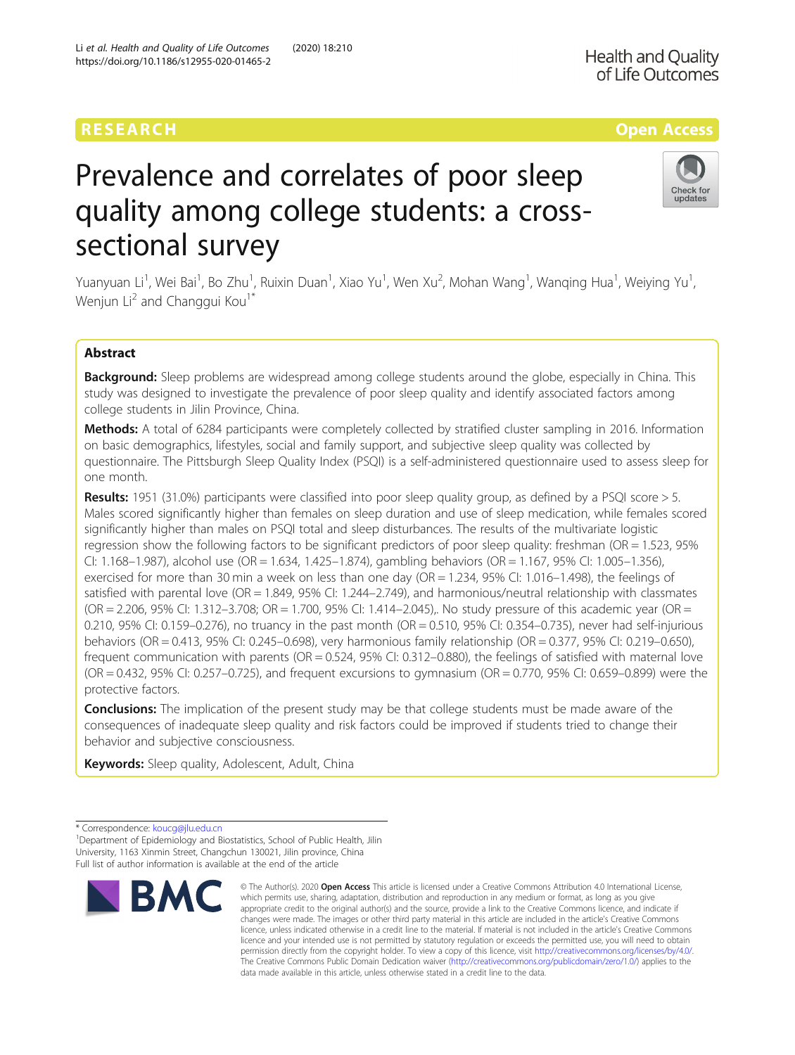RESEARCH

Open Access

# Prevalence and correlates of poor sleep quality among college students: a cross-sectional survey

Yuanyuan Li[1], Wei Bai[1], Bo Zhu[1], Ruixin Duan[1], Xiao Yu[1], Wen Xu[2], Mohan Wang[1], Wanqing Hua[1], Weiying Yu[1], Wenjun Li[2] and Changgui Kou[1*]

## Abstract

**Background:** Sleep problems are widespread among college students around the globe, especially in China. This study was designed to investigate the prevalence of poor sleep quality and identify associated factors among college students in Jilin Province, China.

**Methods:** A total of 6284 participants were completely collected by stratified cluster sampling in 2016. Information on basic demographics, lifestyles, social and family support, and subjective sleep quality was collected by questionnaire. The Pittsburgh Sleep Quality Index (PSQI) is a self-administered questionnaire used to assess sleep for one month.

**Results:** 1951 (31.0%) participants were classified into poor sleep quality group, as defined by a PSQI score > 5. Males scored significantly higher than females on sleep duration and use of sleep medication, while females scored significantly higher than males on PSQI total and sleep disturbances. The results of the multivariate logistic regression show the following factors to be significant predictors of poor sleep quality: freshman (OR = 1.523, 95% CI: 1.168–1.987), alcohol use (OR = 1.634, 1.425–1.874), gambling behaviors (OR = 1.167, 95% CI: 1.005–1.356), exercised for more than 30 min a week on less than one day (OR = 1.234, 95% CI: 1.016–1.498), the feelings of satisfied with parental love (OR = 1.849, 95% CI: 1.244–2.749), and harmonious/neutral relationship with classmates (OR = 2.206, 95% CI: 1.312–3.708; OR = 1.700, 95% CI: 1.414–2.045),. No study pressure of this academic year (OR = 0.210, 95% CI: 0.159–0.276), no truancy in the past month (OR = 0.510, 95% CI: 0.354–0.735), never had self-injurious behaviors (OR = 0.413, 95% CI: 0.245–0.698), very harmonious family relationship (OR = 0.377, 95% CI: 0.219–0.650), frequent communication with parents (OR = 0.524, 95% CI: 0.312–0.880), the feelings of satisfied with maternal love (OR = 0.432, 95% CI: 0.257–0.725), and frequent excursions to gymnasium (OR = 0.770, 95% CI: 0.659–0.899) were the protective factors.

**Conclusions:** The implication of the present study may be that college students must be made aware of the consequences of inadequate sleep quality and risk factors could be improved if students tried to change their behavior and subjective consciousness.

**Keywords:** Sleep quality, Adolescent, Adult, China

* Correspondence: koucg@jlu.edu.cn

[1]Department of Epidemiology and Biostatistics, School of Public Health, Jilin University, 1163 Xinmin Street, Changchun 130021, Jilin province, China

Full list of author information is available at the end of the article

© The Author(s). 2020 **Open Access** This article is licensed under a Creative Commons Attribution 4.0 International License, which permits use, sharing, adaptation, distribution and reproduction in any medium or format, as long as you give appropriate credit to the original author(s) and the source, provide a link to the Creative Commons licence, and indicate if changes were made. The images or other third party material in this article are included in the article's Creative Commons licence, unless indicated otherwise in a credit line to the material. If material is not included in the article's Creative Commons licence and your intended use is not permitted by statutory regulation or exceeds the permitted use, you will need to obtain permission directly from the copyright holder. To view a copy of this licence, visit http://creativecommons.org/licenses/by/4.0/. The Creative Commons Public Domain Dedication waiver (http://creativecommons.org/publicdomain/zero/1.0/) applies to the data made available in this article, unless otherwise stated in a credit line to the data.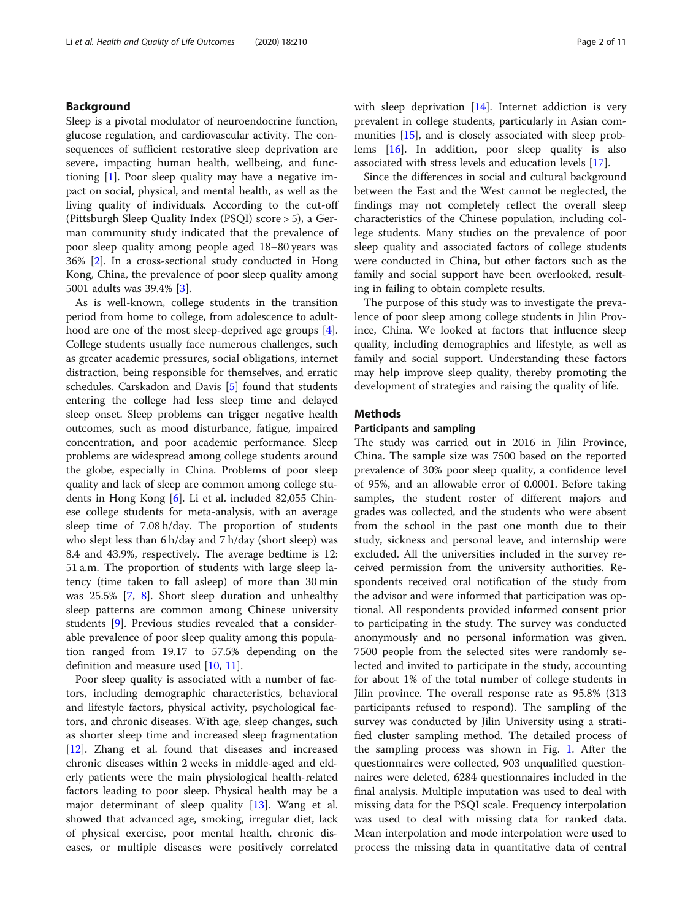## Background

Sleep is a pivotal modulator of neuroendocrine function, glucose regulation, and cardiovascular activity. The consequences of sufficient restorative sleep deprivation are severe, impacting human health, wellbeing, and functioning [1]. Poor sleep quality may have a negative impact on social, physical, and mental health, as well as the living quality of individuals. According to the cut-off (Pittsburgh Sleep Quality Index (PSQI) score > 5), a German community study indicated that the prevalence of poor sleep quality among people aged 18–80 years was 36% [2]. In a cross-sectional study conducted in Hong Kong, China, the prevalence of poor sleep quality among 5001 adults was 39.4% [3].

As is well-known, college students in the transition period from home to college, from adolescence to adulthood are one of the most sleep-deprived age groups [4]. College students usually face numerous challenges, such as greater academic pressures, social obligations, internet distraction, being responsible for themselves, and erratic schedules. Carskadon and Davis [5] found that students entering the college had less sleep time and delayed sleep onset. Sleep problems can trigger negative health outcomes, such as mood disturbance, fatigue, impaired concentration, and poor academic performance. Sleep problems are widespread among college students around the globe, especially in China. Problems of poor sleep quality and lack of sleep are common among college students in Hong Kong [6]. Li et al. included 82,055 Chinese college students for meta-analysis, with an average sleep time of 7.08 h/day. The proportion of students who slept less than 6 h/day and 7 h/day (short sleep) was 8.4 and 43.9%, respectively. The average bedtime is 12:51 a.m. The proportion of students with large sleep latency (time taken to fall asleep) of more than 30 min was 25.5% [7, 8]. Short sleep duration and unhealthy sleep patterns are common among Chinese university students [9]. Previous studies revealed that a considerable prevalence of poor sleep quality among this population ranged from 19.17 to 57.5% depending on the definition and measure used [10, 11].

Poor sleep quality is associated with a number of factors, including demographic characteristics, behavioral and lifestyle factors, physical activity, psychological factors, and chronic diseases. With age, sleep changes, such as shorter sleep time and increased sleep fragmentation [12]. Zhang et al. found that diseases and increased chronic diseases within 2 weeks in middle-aged and elderly patients were the main physiological health-related factors leading to poor sleep. Physical health may be a major determinant of sleep quality [13]. Wang et al. showed that advanced age, smoking, irregular diet, lack of physical exercise, poor mental health, chronic diseases, or multiple diseases were positively correlated with sleep deprivation [14]. Internet addiction is very prevalent in college students, particularly in Asian communities [15], and is closely associated with sleep problems [16]. In addition, poor sleep quality is also associated with stress levels and education levels [17].

Since the differences in social and cultural background between the East and the West cannot be neglected, the findings may not completely reflect the overall sleep characteristics of the Chinese population, including college students. Many studies on the prevalence of poor sleep quality and associated factors of college students were conducted in China, but other factors such as the family and social support have been overlooked, resulting in failing to obtain complete results.

The purpose of this study was to investigate the prevalence of poor sleep among college students in Jilin Province, China. We looked at factors that influence sleep quality, including demographics and lifestyle, as well as family and social support. Understanding these factors may help improve sleep quality, thereby promoting the development of strategies and raising the quality of life.

## Methods

### Participants and sampling

The study was carried out in 2016 in Jilin Province, China. The sample size was 7500 based on the reported prevalence of 30% poor sleep quality, a confidence level of 95%, and an allowable error of 0.0001. Before taking samples, the student roster of different majors and grades was collected, and the students who were absent from the school in the past one month due to their study, sickness and personal leave, and internship were excluded. All the universities included in the survey received permission from the university authorities. Respondents received oral notification of the study from the advisor and were informed that participation was optional. All respondents provided informed consent prior to participating in the study. The survey was conducted anonymously and no personal information was given. 7500 people from the selected sites were randomly selected and invited to participate in the study, accounting for about 1% of the total number of college students in Jilin province. The overall response rate as 95.8% (313 participants refused to respond). The sampling of the survey was conducted by Jilin University using a stratified cluster sampling method. The detailed process of the sampling process was shown in Fig. 1. After the questionnaires were collected, 903 unqualified questionnaires were deleted, 6284 questionnaires included in the final analysis. Multiple imputation was used to deal with missing data for the PSQI scale. Frequency interpolation was used to deal with missing data for ranked data. Mean interpolation and mode interpolation were used to process the missing data in quantitative data of central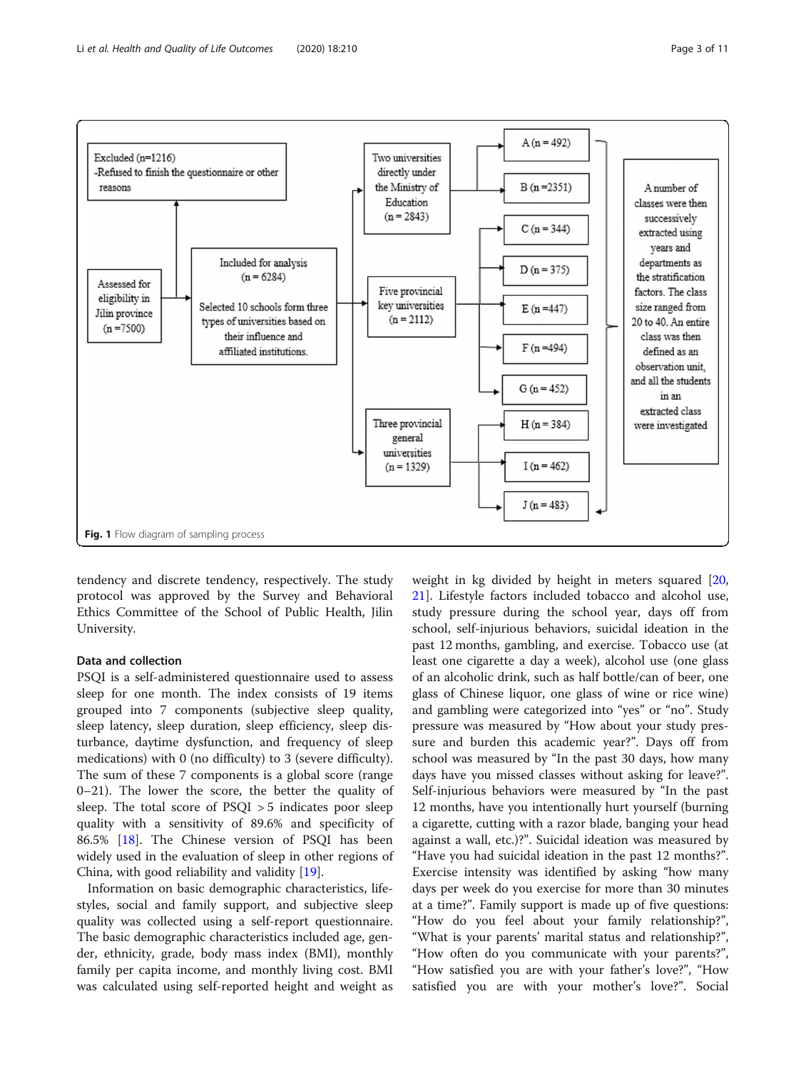Excluded (n=1216)
-Refused to finish the questionnaire or other reasons

Assessed for eligibility in Jilin province (n =7500)

Included for analysis (n = 6284)

Selected 10 schools form three types of universities based on their influence and affiliated institutions.

Two universities directly under the Ministry of Education (n = 2843)

Five provincial key universities (n = 2112)

Three provincial general universities (n = 1329)

A (n = 492)
B (n =2351)
C (n = 344)
D (n = 375)
E (n =447)
F (n =494)
G (n = 452)
H (n = 384)
I (n = 462)
J (n = 483)

A number of classes were then successively extracted using years and departments as the stratification factors. The class size ranged from 20 to 40. An entire class was then defined as an observation unit, and all the students in an extracted class were investigated

**Fig. 1** Flow diagram of sampling process

tendency and discrete tendency, respectively. The study protocol was approved by the Survey and Behavioral Ethics Committee of the School of Public Health, Jilin University.

### Data and collection

PSQI is a self-administered questionnaire used to assess sleep for one month. The index consists of 19 items grouped into 7 components (subjective sleep quality, sleep latency, sleep duration, sleep efficiency, sleep disturbance, daytime dysfunction, and frequency of sleep medications) with 0 (no difficulty) to 3 (severe difficulty). The sum of these 7 components is a global score (range 0–21). The lower the score, the better the quality of sleep. The total score of PSQI > 5 indicates poor sleep quality with a sensitivity of 89.6% and specificity of 86.5% [18]. The Chinese version of PSQI has been widely used in the evaluation of sleep in other regions of China, with good reliability and validity [19].

Information on basic demographic characteristics, lifestyles, social and family support, and subjective sleep quality was collected using a self-report questionnaire. The basic demographic characteristics included age, gender, ethnicity, grade, body mass index (BMI), monthly family per capita income, and monthly living cost. BMI was calculated using self-reported height and weight as weight in kg divided by height in meters squared [20, 21]. Lifestyle factors included tobacco and alcohol use, study pressure during the school year, days off from school, self-injurious behaviors, suicidal ideation in the past 12 months, gambling, and exercise. Tobacco use (at least one cigarette a day a week), alcohol use (one glass of an alcoholic drink, such as half bottle/can of beer, one glass of Chinese liquor, one glass of wine or rice wine) and gambling were categorized into "yes" or "no". Study pressure was measured by "How about your study pressure and burden this academic year?". Days off from school was measured by "In the past 30 days, how many days have you missed classes without asking for leave?". Self-injurious behaviors were measured by "In the past 12 months, have you intentionally hurt yourself (burning a cigarette, cutting with a razor blade, banging your head against a wall, etc.)?". Suicidal ideation was measured by "Have you had suicidal ideation in the past 12 months?". Exercise intensity was identified by asking "how many days per week do you exercise for more than 30 minutes at a time?". Family support is made up of five questions: "How do you feel about your family relationship?", "What is your parents' marital status and relationship?", "How often do you communicate with your parents?", "How satisfied you are with your father's love?", "How satisfied you are with your mother's love?". Social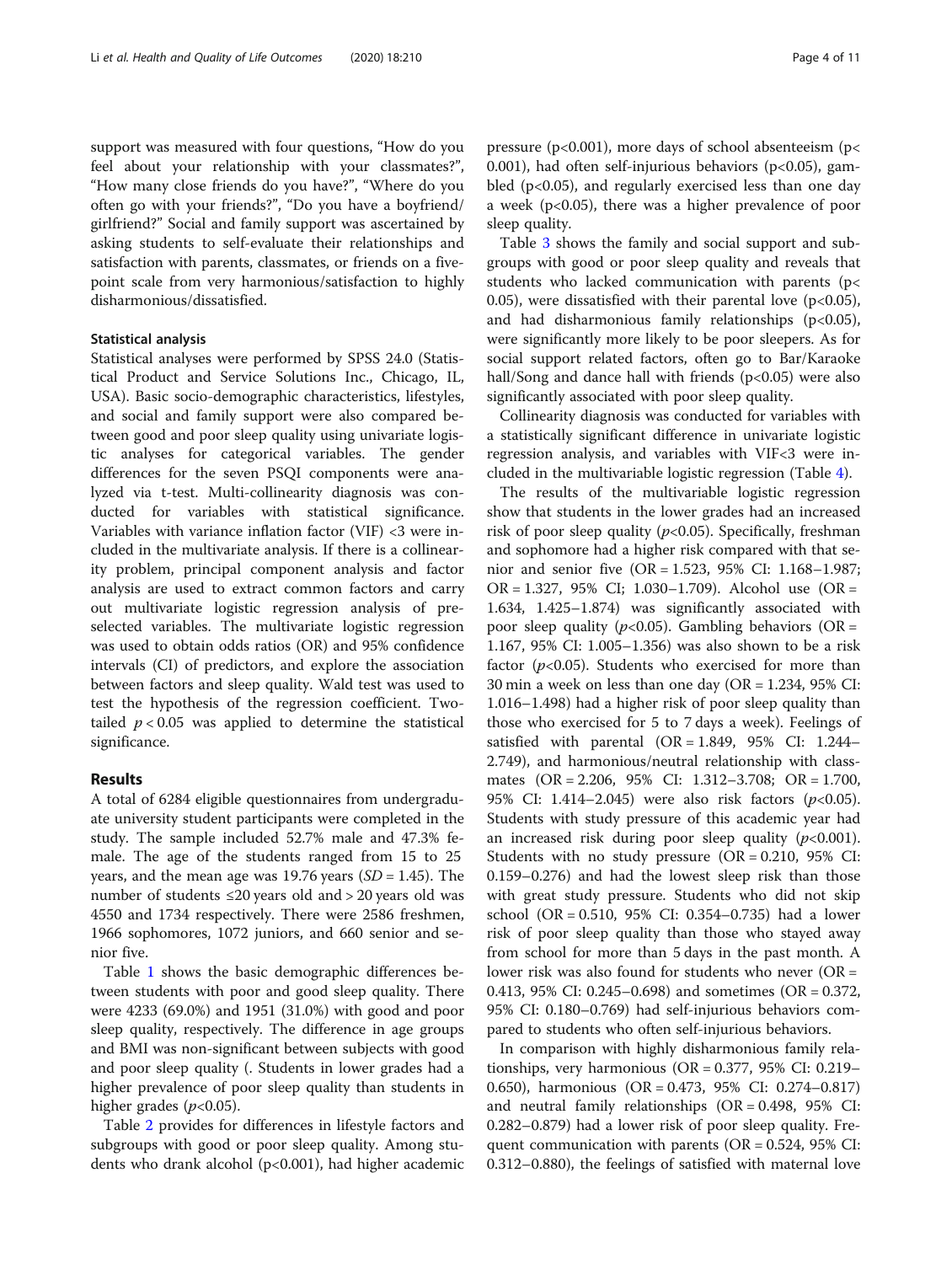support was measured with four questions, "How do you feel about your relationship with your classmates?", "How many close friends do you have?", "Where do you often go with your friends?", "Do you have a boyfriend/girlfriend?" Social and family support was ascertained by asking students to self-evaluate their relationships and satisfaction with parents, classmates, or friends on a five-point scale from very harmonious/satisfaction to highly disharmonious/dissatisfied.

### Statistical analysis

Statistical analyses were performed by SPSS 24.0 (Statistical Product and Service Solutions Inc., Chicago, IL, USA). Basic socio-demographic characteristics, lifestyles, and social and family support were also compared between good and poor sleep quality using univariate logistic analyses for categorical variables. The gender differences for the seven PSQI components were analyzed via t-test. Multi-collinearity diagnosis was conducted for variables with statistical significance. Variables with variance inflation factor (VIF) <3 were included in the multivariate analysis. If there is a collinearity problem, principal component analysis and factor analysis are used to extract common factors and carry out multivariate logistic regression analysis of preselected variables. The multivariate logistic regression was used to obtain odds ratios (OR) and 95% confidence intervals (CI) of predictors, and explore the association between factors and sleep quality. Wald test was used to test the hypothesis of the regression coefficient. Two-tailed $p < 0.05$ was applied to determine the statistical significance.

## Results

A total of 6284 eligible questionnaires from undergraduate university student participants were completed in the study. The sample included 52.7% male and 47.3% female. The age of the students ranged from 15 to 25 years, and the mean age was 19.76 years ($SD = 1.45$). The number of students ≤20 years old and > 20 years old was 4550 and 1734 respectively. There were 2586 freshmen, 1966 sophomores, 1072 juniors, and 660 senior and senior five.

Table 1 shows the basic demographic differences between students with poor and good sleep quality. There were 4233 (69.0%) and 1951 (31.0%) with good and poor sleep quality, respectively. The difference in age groups and BMI was non-significant between subjects with good and poor sleep quality (. Students in lower grades had a higher prevalence of poor sleep quality than students in higher grades ($p<0.05$).

Table 2 provides for differences in lifestyle factors and subgroups with good or poor sleep quality. Among students who drank alcohol ($p<0.001$), had higher academic pressure ($p<0.001$), more days of school absenteeism ($p< 0.001$), had often self-injurious behaviors ($p<0.05$), gambled ($p<0.05$), and regularly exercised less than one day a week ($p<0.05$), there was a higher prevalence of poor sleep quality.

Table 3 shows the family and social support and subgroups with good or poor sleep quality and reveals that students who lacked communication with parents ($p< 0.05$), were dissatisfied with their parental love ($p<0.05$), and had disharmonious family relationships ($p<0.05$), were significantly more likely to be poor sleepers. As for social support related factors, often go to Bar/Karaoke hall/Song and dance hall with friends ($p<0.05$) were also significantly associated with poor sleep quality.

Collinearity diagnosis was conducted for variables with a statistically significant difference in univariate logistic regression analysis, and variables with VIF<3 were included in the multivariable logistic regression (Table 4).

The results of the multivariable logistic regression show that students in the lower grades had an increased risk of poor sleep quality ($p<0.05$). Specifically, freshman and sophomore had a higher risk compared with that senior and senior five (OR = 1.523, 95% CI: 1.168–1.987; OR = 1.327, 95% CI; 1.030–1.709). Alcohol use (OR = 1.634, 1.425–1.874) was significantly associated with poor sleep quality ($p<0.05$). Gambling behaviors (OR = 1.167, 95% CI: 1.005–1.356) was also shown to be a risk factor ($p<0.05$). Students who exercised for more than 30 min a week on less than one day (OR = 1.234, 95% CI: 1.016–1.498) had a higher risk of poor sleep quality than those who exercised for 5 to 7 days a week). Feelings of satisfied with parental (OR = 1.849, 95% CI: 1.244–2.749), and harmonious/neutral relationship with classmates (OR = 2.206, 95% CI: 1.312–3.708; OR = 1.700, 95% CI: 1.414–2.045) were also risk factors ($p<0.05$). Students with study pressure of this academic year had an increased risk during poor sleep quality ($p<0.001$). Students with no study pressure (OR = 0.210, 95% CI: 0.159–0.276) and had the lowest sleep risk than those with great study pressure. Students who did not skip school (OR = 0.510, 95% CI: 0.354–0.735) had a lower risk of poor sleep quality than those who stayed away from school for more than 5 days in the past month. A lower risk was also found for students who never (OR = 0.413, 95% CI: 0.245–0.698) and sometimes (OR = 0.372, 95% CI: 0.180–0.769) had self-injurious behaviors compared to students who often self-injurious behaviors.

In comparison with highly disharmonious family relationships, very harmonious (OR = 0.377, 95% CI: 0.219–0.650), harmonious (OR = 0.473, 95% CI: 0.274–0.817) and neutral family relationships (OR = 0.498, 95% CI: 0.282–0.879) had a lower risk of poor sleep quality. Frequent communication with parents (OR = 0.524, 95% CI: 0.312–0.880), the feelings of satisfied with maternal love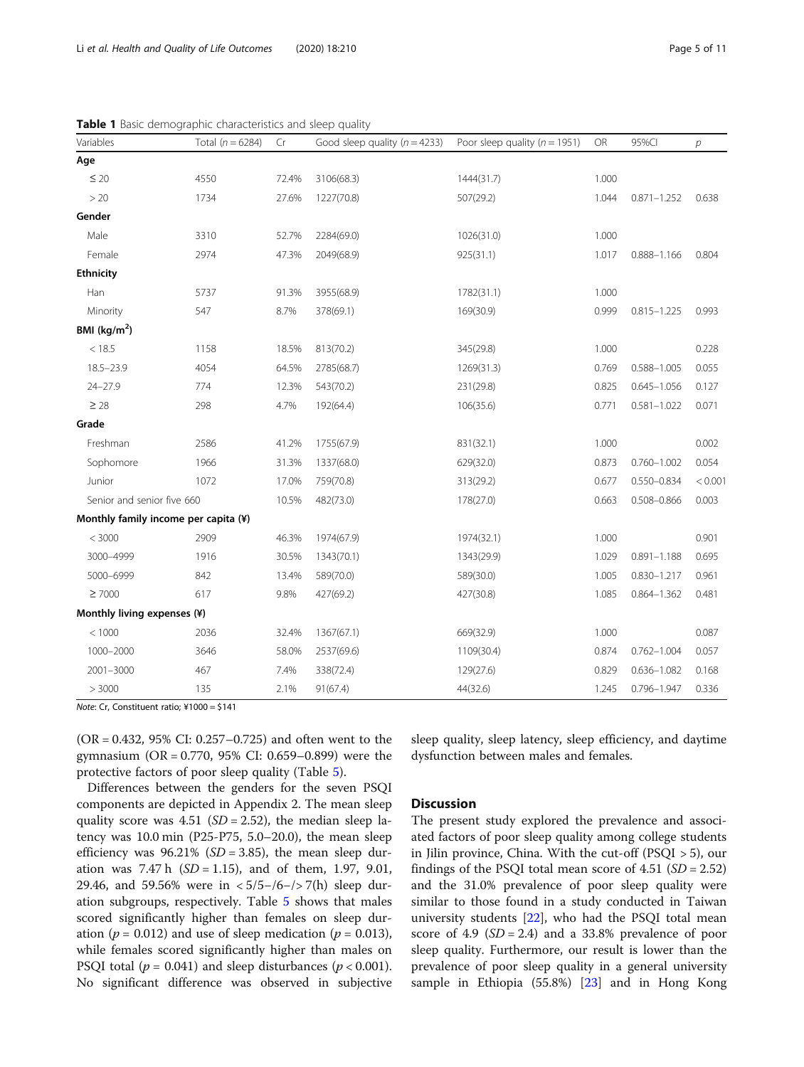**Table 1** Basic demographic characteristics and sleep quality

| Variables | Total (n = 6284) | Cr | Good sleep quality (n = 4233) | Poor sleep quality (n = 1951) | OR | 95%CI | p |
|---|---|---|---|---|---|---|---|
| **Age** | | | | | | | |
| ≤ 20 | 4550 | 72.4% | 3106(68.3) | 1444(31.7) | 1.000 | | |
| > 20 | 1734 | 27.6% | 1227(70.8) | 507(29.2) | 1.044 | 0.871–1.252 | 0.638 |
| **Gender** | | | | | | | |
| Male | 3310 | 52.7% | 2284(69.0) | 1026(31.0) | 1.000 | | |
| Female | 2974 | 47.3% | 2049(68.9) | 925(31.1) | 1.017 | 0.888–1.166 | 0.804 |
| **Ethnicity** | | | | | | | |
| Han | 5737 | 91.3% | 3955(68.9) | 1782(31.1) | 1.000 | | |
| Minority | 547 | 8.7% | 378(69.1) | 169(30.9) | 0.999 | 0.815–1.225 | 0.993 |
| **BMI (kg/m$^2$)** | | | | | | | |
| < 18.5 | 1158 | 18.5% | 813(70.2) | 345(29.8) | 1.000 | | 0.228 |
| 18.5–23.9 | 4054 | 64.5% | 2785(68.7) | 1269(31.3) | 0.769 | 0.588–1.005 | 0.055 |
| 24–27.9 | 774 | 12.3% | 543(70.2) | 231(29.8) | 0.825 | 0.645–1.056 | 0.127 |
| ≥ 28 | 298 | 4.7% | 192(64.4) | 106(35.6) | 0.771 | 0.581–1.022 | 0.071 |
| **Grade** | | | | | | | |
| Freshman | 2586 | 41.2% | 1755(67.9) | 831(32.1) | 1.000 | | 0.002 |
| Sophomore | 1966 | 31.3% | 1337(68.0) | 629(32.0) | 0.873 | 0.760–1.002 | 0.054 |
| Junior | 1072 | 17.0% | 759(70.8) | 313(29.2) | 0.677 | 0.550–0.834 | < 0.001 |
| Senior and senior five | 660 | 10.5% | 482(73.0) | 178(27.0) | 0.663 | 0.508–0.866 | 0.003 |
| **Monthly family income per capita (¥)** | | | | | | | |
| < 3000 | 2909 | 46.3% | 1974(67.9) | 1974(32.1) | 1.000 | | 0.901 |
| 3000–4999 | 1916 | 30.5% | 1343(70.1) | 1343(29.9) | 1.029 | 0.891–1.188 | 0.695 |
| 5000–6999 | 842 | 13.4% | 589(70.0) | 589(30.0) | 1.005 | 0.830–1.217 | 0.961 |
| ≥ 7000 | 617 | 9.8% | 427(69.2) | 427(30.8) | 1.085 | 0.864–1.362 | 0.481 |
| **Monthly living expenses (¥)** | | | | | | | |
| < 1000 | 2036 | 32.4% | 1367(67.1) | 669(32.9) | 1.000 | | 0.087 |
| 1000–2000 | 3646 | 58.0% | 2537(69.6) | 1109(30.4) | 0.874 | 0.762–1.004 | 0.057 |
| 2001–3000 | 467 | 7.4% | 338(72.4) | 129(27.6) | 0.829 | 0.636–1.082 | 0.168 |
| > 3000 | 135 | 2.1% | 91(67.4) | 44(32.6) | 1.245 | 0.796–1.947 | 0.336 |

*Note*: Cr, Constituent ratio; ¥1000 = $141

(OR = 0.432, 95% CI: 0.257–0.725) and often went to the gymnasium (OR = 0.770, 95% CI: 0.659–0.899) were the protective factors of poor sleep quality (Table 5).

Differences between the genders for the seven PSQI components are depicted in Appendix 2. The mean sleep quality score was 4.51 (*SD* = 2.52), the median sleep latency was 10.0 min (P25-P75, 5.0–20.0), the mean sleep efficiency was 96.21% (*SD* = 3.85), the mean sleep duration was 7.47 h (*SD* = 1.15), and of them, 1.97, 9.01, 29.46, and 59.56% were in < 5/5–/6–/> 7(h) sleep duration subgroups, respectively. Table 5 shows that males scored significantly higher than females on sleep duration ($p = 0.012$) and use of sleep medication ($p = 0.013$), while females scored significantly higher than males on PSQI total ($p = 0.041$) and sleep disturbances ($p < 0.001$). No significant difference was observed in subjective sleep quality, sleep latency, sleep efficiency, and daytime dysfunction between males and females.

## Discussion

The present study explored the prevalence and associated factors of poor sleep quality among college students in Jilin province, China. With the cut-off (PSQI > 5), our findings of the PSQI total mean score of 4.51 (*SD* = 2.52) and the 31.0% prevalence of poor sleep quality were similar to those found in a study conducted in Taiwan university students [22], who had the PSQI total mean score of 4.9 (*SD* = 2.4) and a 33.8% prevalence of poor sleep quality. Furthermore, our result is lower than the prevalence of poor sleep quality in a general university sample in Ethiopia (55.8%) [23] and in Hong Kong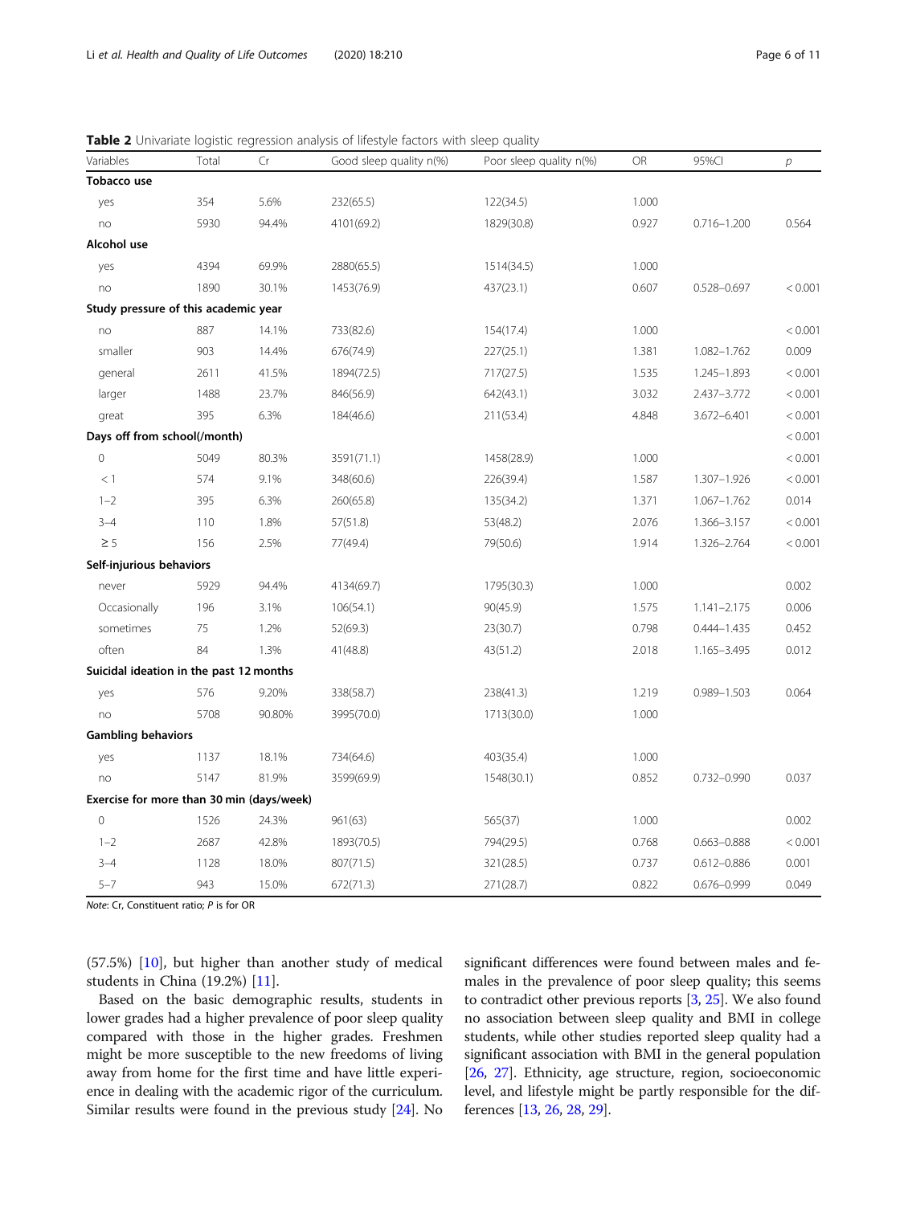**Table 2** Univariate logistic regression analysis of lifestyle factors with sleep quality

| Variables | Total | Cr | Good sleep quality n(%) | Poor sleep quality n(%) | OR | 95%CI | p |
|---|---|---|---|---|---|---|---|
| **Tobacco use** | | | | | | | |
| yes | 354 | 5.6% | 232(65.5) | 122(34.5) | 1.000 | | |
| no | 5930 | 94.4% | 4101(69.2) | 1829(30.8) | 0.927 | 0.716–1.200 | 0.564 |
| **Alcohol use** | | | | | | | |
| yes | 4394 | 69.9% | 2880(65.5) | 1514(34.5) | 1.000 | | |
| no | 1890 | 30.1% | 1453(76.9) | 437(23.1) | 0.607 | 0.528–0.697 | < 0.001 |
| **Study pressure of this academic year** | | | | | | | |
| no | 887 | 14.1% | 733(82.6) | 154(17.4) | 1.000 | | < 0.001 |
| smaller | 903 | 14.4% | 676(74.9) | 227(25.1) | 1.381 | 1.082–1.762 | 0.009 |
| general | 2611 | 41.5% | 1894(72.5) | 717(27.5) | 1.535 | 1.245–1.893 | < 0.001 |
| larger | 1488 | 23.7% | 846(56.9) | 642(43.1) | 3.032 | 2.437–3.772 | < 0.001 |
| great | 395 | 6.3% | 184(46.6) | 211(53.4) | 4.848 | 3.672–6.401 | < 0.001 |
| **Days off from school(/month)** | | | | | | | < 0.001 |
| 0 | 5049 | 80.3% | 3591(71.1) | 1458(28.9) | 1.000 | | < 0.001 |
| < 1 | 574 | 9.1% | 348(60.6) | 226(39.4) | 1.587 | 1.307–1.926 | < 0.001 |
| 1–2 | 395 | 6.3% | 260(65.8) | 135(34.2) | 1.371 | 1.067–1.762 | 0.014 |
| 3–4 | 110 | 1.8% | 57(51.8) | 53(48.2) | 2.076 | 1.366–3.157 | < 0.001 |
| ≥ 5 | 156 | 2.5% | 77(49.4) | 79(50.6) | 1.914 | 1.326–2.764 | < 0.001 |
| **Self-injurious behaviors** | | | | | | | |
| never | 5929 | 94.4% | 4134(69.7) | 1795(30.3) | 1.000 | | 0.002 |
| Occasionally | 196 | 3.1% | 106(54.1) | 90(45.9) | 1.575 | 1.141–2.175 | 0.006 |
| sometimes | 75 | 1.2% | 52(69.3) | 23(30.7) | 0.798 | 0.444–1.435 | 0.452 |
| often | 84 | 1.3% | 41(48.8) | 43(51.2) | 2.018 | 1.165–3.495 | 0.012 |
| **Suicidal ideation in the past 12 months** | | | | | | | |
| yes | 576 | 9.20% | 338(58.7) | 238(41.3) | 1.219 | 0.989–1.503 | 0.064 |
| no | 5708 | 90.80% | 3995(70.0) | 1713(30.0) | 1.000 | | |
| **Gambling behaviors** | | | | | | | |
| yes | 1137 | 18.1% | 734(64.6) | 403(35.4) | 1.000 | | |
| no | 5147 | 81.9% | 3599(69.9) | 1548(30.1) | 0.852 | 0.732–0.990 | 0.037 |
| **Exercise for more than 30 min (days/week)** | | | | | | | |
| 0 | 1526 | 24.3% | 961(63) | 565(37) | 1.000 | | 0.002 |
| 1–2 | 2687 | 42.8% | 1893(70.5) | 794(29.5) | 0.768 | 0.663–0.888 | < 0.001 |
| 3–4 | 1128 | 18.0% | 807(71.5) | 321(28.5) | 0.737 | 0.612–0.886 | 0.001 |
| 5–7 | 943 | 15.0% | 672(71.3) | 271(28.7) | 0.822 | 0.676–0.999 | 0.049 |

*Note*: Cr, Constituent ratio; P is for OR

(57.5%) [10], but higher than another study of medical students in China (19.2%) [11].

Based on the basic demographic results, students in lower grades had a higher prevalence of poor sleep quality compared with those in the higher grades. Freshmen might be more susceptible to the new freedoms of living away from home for the first time and have little experience in dealing with the academic rigor of the curriculum. Similar results were found in the previous study [24]. No significant differences were found between males and females in the prevalence of poor sleep quality; this seems to contradict other previous reports [3, 25]. We also found no association between sleep quality and BMI in college students, while other studies reported sleep quality had a significant association with BMI in the general population [26, 27]. Ethnicity, age structure, region, socioeconomic level, and lifestyle might be partly responsible for the differences [13, 26, 28, 29].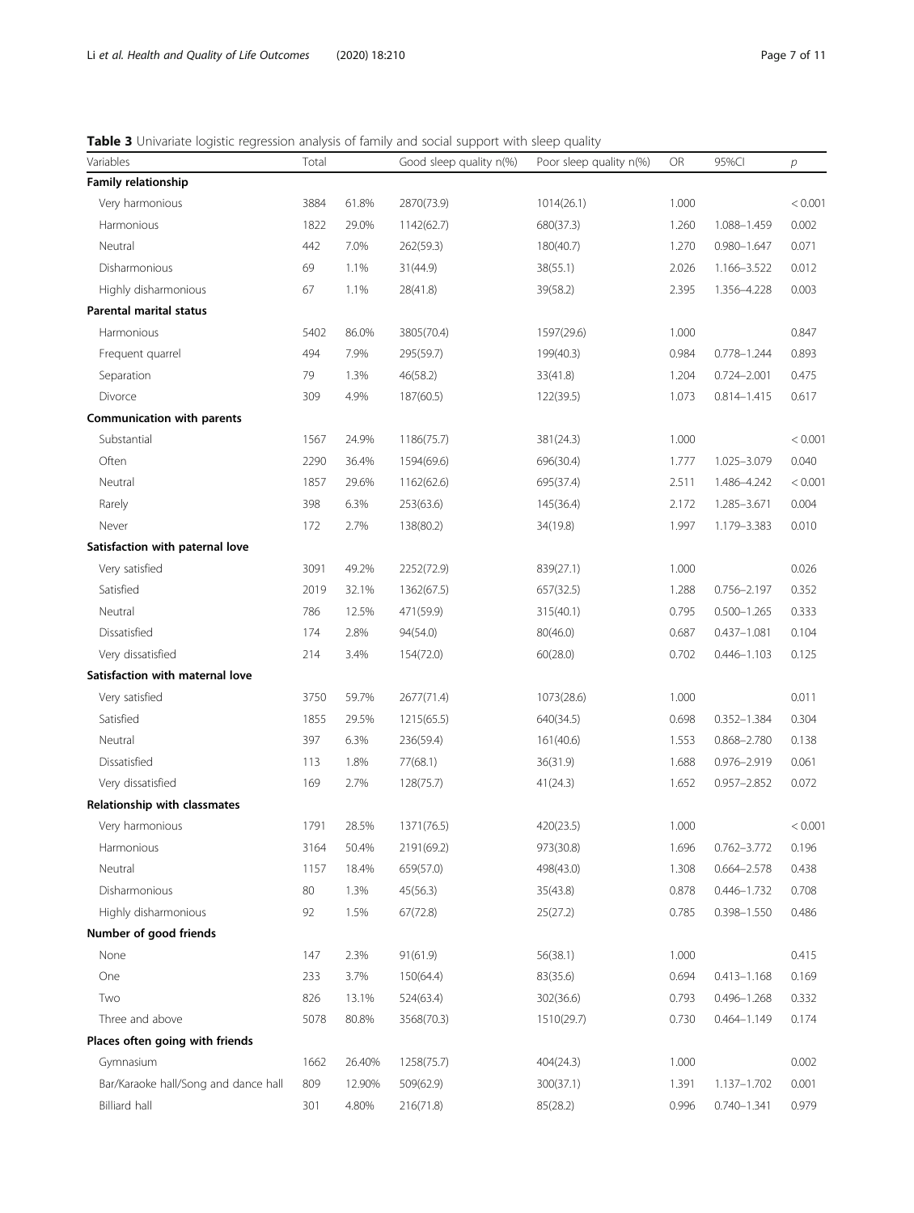**Table 3** Univariate logistic regression analysis of family and social support with sleep quality

| Variables | Total | | Good sleep quality n(%) | Poor sleep quality n(%) | OR | 95%CI | *p* |
|---|---|---|---|---|---|---|---|
| **Family relationship** | | | | | | | |
| Very harmonious | 3884 | 61.8% | 2870(73.9) | 1014(26.1) | 1.000 | | < 0.001 |
| Harmonious | 1822 | 29.0% | 1142(62.7) | 680(37.3) | 1.260 | 1.088–1.459 | 0.002 |
| Neutral | 442 | 7.0% | 262(59.3) | 180(40.7) | 1.270 | 0.980–1.647 | 0.071 |
| Disharmonious | 69 | 1.1% | 31(44.9) | 38(55.1) | 2.026 | 1.166–3.522 | 0.012 |
| Highly disharmonious | 67 | 1.1% | 28(41.8) | 39(58.2) | 2.395 | 1.356–4.228 | 0.003 |
| **Parental marital status** | | | | | | | |
| Harmonious | 5402 | 86.0% | 3805(70.4) | 1597(29.6) | 1.000 | | 0.847 |
| Frequent quarrel | 494 | 7.9% | 295(59.7) | 199(40.3) | 0.984 | 0.778–1.244 | 0.893 |
| Separation | 79 | 1.3% | 46(58.2) | 33(41.8) | 1.204 | 0.724–2.001 | 0.475 |
| Divorce | 309 | 4.9% | 187(60.5) | 122(39.5) | 1.073 | 0.814–1.415 | 0.617 |
| **Communication with parents** | | | | | | | |
| Substantial | 1567 | 24.9% | 1186(75.7) | 381(24.3) | 1.000 | | < 0.001 |
| Often | 2290 | 36.4% | 1594(69.6) | 696(30.4) | 1.777 | 1.025–3.079 | 0.040 |
| Neutral | 1857 | 29.6% | 1162(62.6) | 695(37.4) | 2.511 | 1.486–4.242 | < 0.001 |
| Rarely | 398 | 6.3% | 253(63.6) | 145(36.4) | 2.172 | 1.285–3.671 | 0.004 |
| Never | 172 | 2.7% | 138(80.2) | 34(19.8) | 1.997 | 1.179–3.383 | 0.010 |
| **Satisfaction with paternal love** | | | | | | | |
| Very satisfied | 3091 | 49.2% | 2252(72.9) | 839(27.1) | 1.000 | | 0.026 |
| Satisfied | 2019 | 32.1% | 1362(67.5) | 657(32.5) | 1.288 | 0.756–2.197 | 0.352 |
| Neutral | 786 | 12.5% | 471(59.9) | 315(40.1) | 0.795 | 0.500–1.265 | 0.333 |
| Dissatisfied | 174 | 2.8% | 94(54.0) | 80(46.0) | 0.687 | 0.437–1.081 | 0.104 |
| Very dissatisfied | 214 | 3.4% | 154(72.0) | 60(28.0) | 0.702 | 0.446–1.103 | 0.125 |
| **Satisfaction with maternal love** | | | | | | | |
| Very satisfied | 3750 | 59.7% | 2677(71.4) | 1073(28.6) | 1.000 | | 0.011 |
| Satisfied | 1855 | 29.5% | 1215(65.5) | 640(34.5) | 0.698 | 0.352–1.384 | 0.304 |
| Neutral | 397 | 6.3% | 236(59.4) | 161(40.6) | 1.553 | 0.868–2.780 | 0.138 |
| Dissatisfied | 113 | 1.8% | 77(68.1) | 36(31.9) | 1.688 | 0.976–2.919 | 0.061 |
| Very dissatisfied | 169 | 2.7% | 128(75.7) | 41(24.3) | 1.652 | 0.957–2.852 | 0.072 |
| **Relationship with classmates** | | | | | | | |
| Very harmonious | 1791 | 28.5% | 1371(76.5) | 420(23.5) | 1.000 | | < 0.001 |
| Harmonious | 3164 | 50.4% | 2191(69.2) | 973(30.8) | 1.696 | 0.762–3.772 | 0.196 |
| Neutral | 1157 | 18.4% | 659(57.0) | 498(43.0) | 1.308 | 0.664–2.578 | 0.438 |
| Disharmonious | 80 | 1.3% | 45(56.3) | 35(43.8) | 0.878 | 0.446–1.732 | 0.708 |
| Highly disharmonious | 92 | 1.5% | 67(72.8) | 25(27.2) | 0.785 | 0.398–1.550 | 0.486 |
| **Number of good friends** | | | | | | | |
| None | 147 | 2.3% | 91(61.9) | 56(38.1) | 1.000 | | 0.415 |
| One | 233 | 3.7% | 150(64.4) | 83(35.6) | 0.694 | 0.413–1.168 | 0.169 |
| Two | 826 | 13.1% | 524(63.4) | 302(36.6) | 0.793 | 0.496–1.268 | 0.332 |
| Three and above | 5078 | 80.8% | 3568(70.3) | 1510(29.7) | 0.730 | 0.464–1.149 | 0.174 |
| **Places often going with friends** | | | | | | | |
| Gymnasium | 1662 | 26.40% | 1258(75.7) | 404(24.3) | 1.000 | | 0.002 |
| Bar/Karaoke hall/Song and dance hall | 809 | 12.90% | 509(62.9) | 300(37.1) | 1.391 | 1.137–1.702 | 0.001 |
| Billiard hall | 301 | 4.80% | 216(71.8) | 85(28.2) | 0.996 | 0.740–1.341 | 0.979 |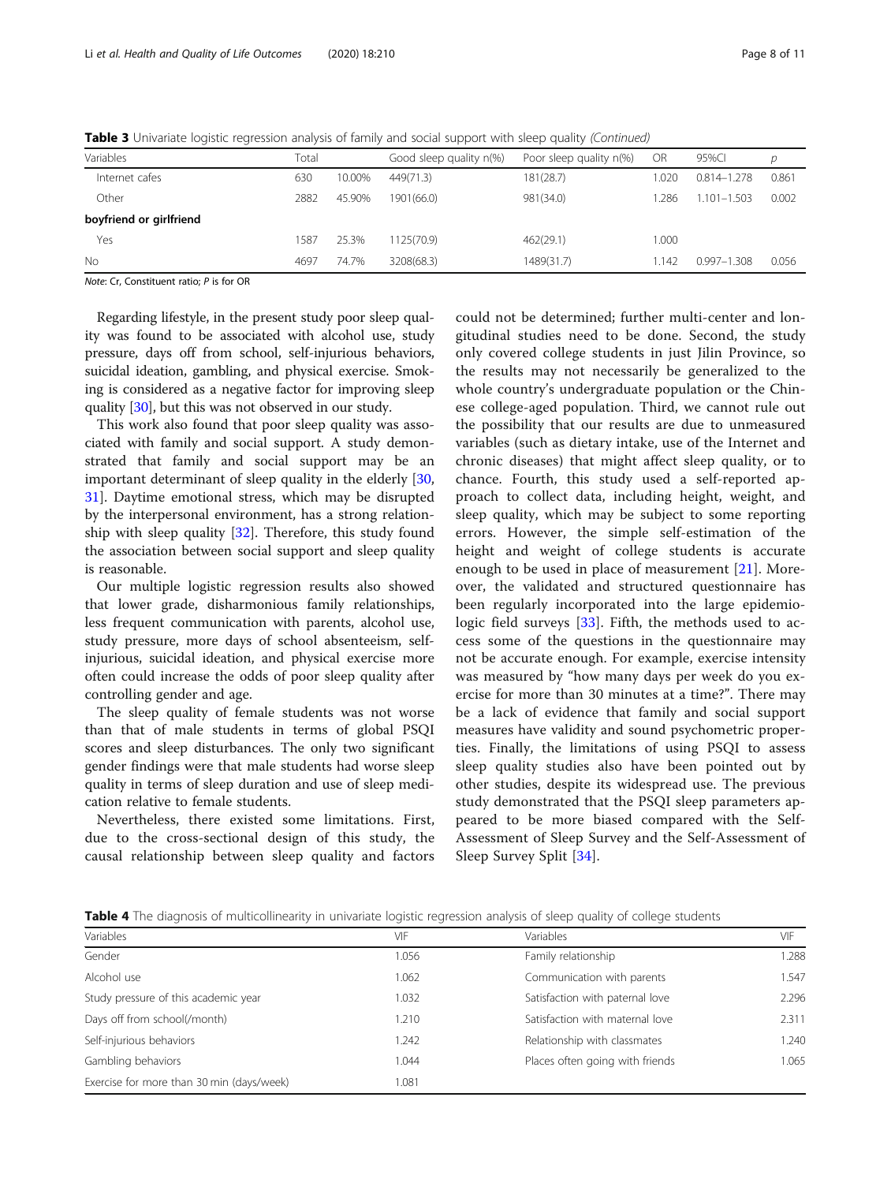**Table 3** Univariate logistic regression analysis of family and social support with sleep quality *(Continued)*

| Variables | Total | | Good sleep quality n(%) | Poor sleep quality n(%) | OR | 95%CI | *p* |
|---|---|---|---|---|---|---|---|
| Internet cafes | 630 | 10.00% | 449(71.3) | 181(28.7) | 1.020 | 0.814–1.278 | 0.861 |
| Other | 2882 | 45.90% | 1901(66.0) | 981(34.0) | 1.286 | 1.101–1.503 | 0.002 |
| **boyfriend or girlfriend** | | | | | | | |
| Yes | 1587 | 25.3% | 1125(70.9) | 462(29.1) | 1.000 | | |
| No | 4697 | 74.7% | 3208(68.3) | 1489(31.7) | 1.142 | 0.997–1.308 | 0.056 |

*Note*: Cr, Constituent ratio; *P* is for OR

Regarding lifestyle, in the present study poor sleep quality was found to be associated with alcohol use, study pressure, days off from school, self-injurious behaviors, suicidal ideation, gambling, and physical exercise. Smoking is considered as a negative factor for improving sleep quality [30], but this was not observed in our study.

This work also found that poor sleep quality was associated with family and social support. A study demonstrated that family and social support may be an important determinant of sleep quality in the elderly [30, 31]. Daytime emotional stress, which may be disrupted by the interpersonal environment, has a strong relationship with sleep quality [32]. Therefore, this study found the association between social support and sleep quality is reasonable.

Our multiple logistic regression results also showed that lower grade, disharmonious family relationships, less frequent communication with parents, alcohol use, study pressure, more days of school absenteeism, self-injurious, suicidal ideation, and physical exercise more often could increase the odds of poor sleep quality after controlling gender and age.

The sleep quality of female students was not worse than that of male students in terms of global PSQI scores and sleep disturbances. The only two significant gender findings were that male students had worse sleep quality in terms of sleep duration and use of sleep medication relative to female students.

Nevertheless, there existed some limitations. First, due to the cross-sectional design of this study, the causal relationship between sleep quality and factors could not be determined; further multi-center and longitudinal studies need to be done. Second, the study only covered college students in just Jilin Province, so the results may not necessarily be generalized to the whole country's undergraduate population or the Chinese college-aged population. Third, we cannot rule out the possibility that our results are due to unmeasured variables (such as dietary intake, use of the Internet and chronic diseases) that might affect sleep quality, or to chance. Fourth, this study used a self-reported approach to collect data, including height, weight, and sleep quality, which may be subject to some reporting errors. However, the simple self-estimation of the height and weight of college students is accurate enough to be used in place of measurement [21]. Moreover, the validated and structured questionnaire has been regularly incorporated into the large epidemiologic field surveys [33]. Fifth, the methods used to access some of the questions in the questionnaire may not be accurate enough. For example, exercise intensity was measured by "how many days per week do you exercise for more than 30 minutes at a time?". There may be a lack of evidence that family and social support measures have validity and sound psychometric properties. Finally, the limitations of using PSQI to assess sleep quality studies also have been pointed out by other studies, despite its widespread use. The previous study demonstrated that the PSQI sleep parameters appeared to be more biased compared with the Self-Assessment of Sleep Survey and the Self-Assessment of Sleep Survey Split [34].

**Table 4** The diagnosis of multicollinearity in univariate logistic regression analysis of sleep quality of college students

| Variables | VIF | Variables | VIF |
|---|---|---|---|
| Gender | 1.056 | Family relationship | 1.288 |
| Alcohol use | 1.062 | Communication with parents | 1.547 |
| Study pressure of this academic year | 1.032 | Satisfaction with paternal love | 2.296 |
| Days off from school(/month) | 1.210 | Satisfaction with maternal love | 2.311 |
| Self-injurious behaviors | 1.242 | Relationship with classmates | 1.240 |
| Gambling behaviors | 1.044 | Places often going with friends | 1.065 |
| Exercise for more than 30 min (days/week) | 1.081 | | |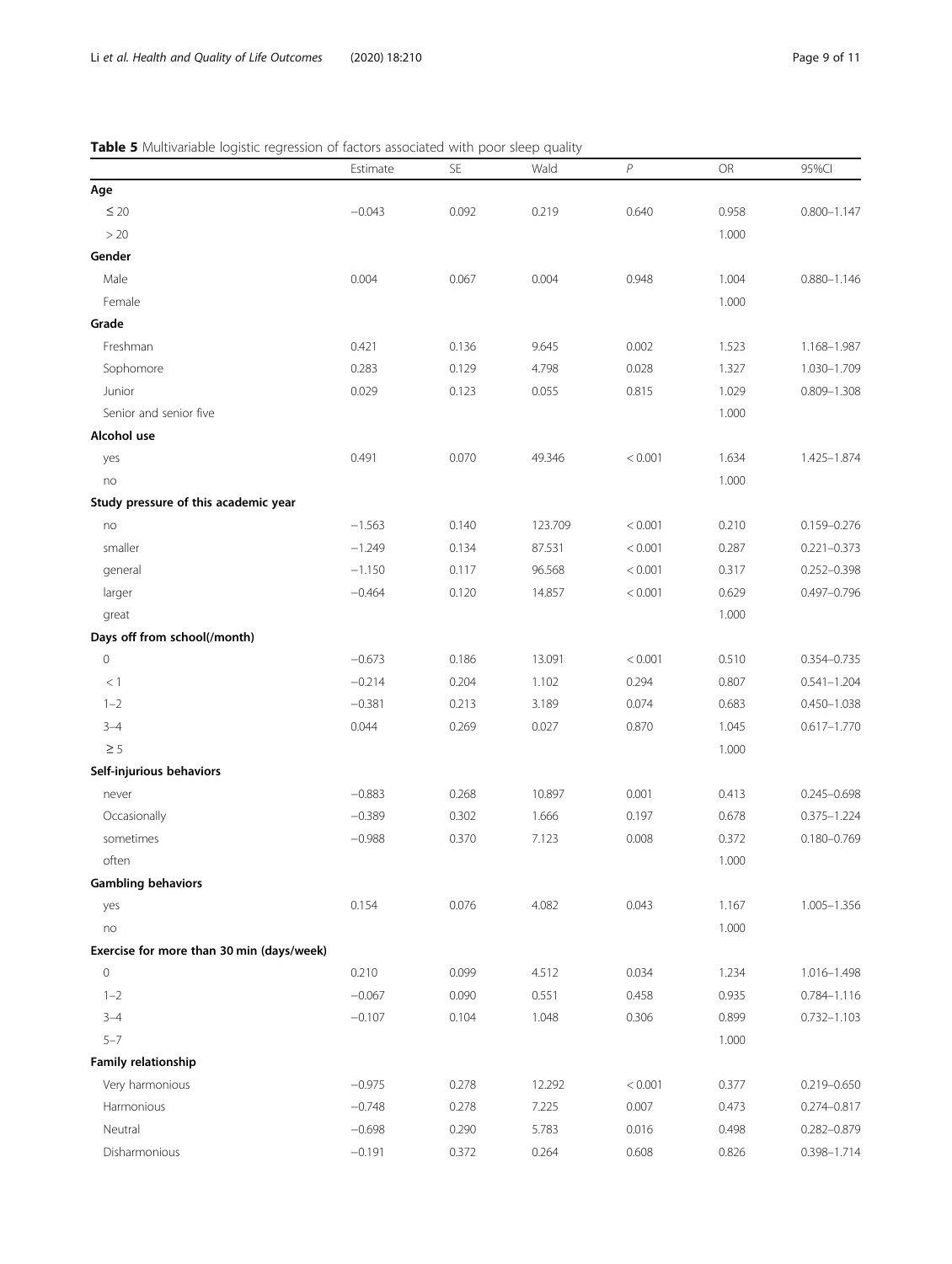**Table 5** Multivariable logistic regression of factors associated with poor sleep quality

| | Estimate | SE | Wald | *P* | OR | 95%CI |
|---|---|---|---|---|---|---|
| **Age** | | | | | | |
| ≤ 20 | −0.043 | 0.092 | 0.219 | 0.640 | 0.958 | 0.800–1.147 |
| > 20 | | | | | 1.000 | |
| **Gender** | | | | | | |
| Male | 0.004 | 0.067 | 0.004 | 0.948 | 1.004 | 0.880–1.146 |
| Female | | | | | 1.000 | |
| **Grade** | | | | | | |
| Freshman | 0.421 | 0.136 | 9.645 | 0.002 | 1.523 | 1.168–1.987 |
| Sophomore | 0.283 | 0.129 | 4.798 | 0.028 | 1.327 | 1.030–1.709 |
| Junior | 0.029 | 0.123 | 0.055 | 0.815 | 1.029 | 0.809–1.308 |
| Senior and senior five | | | | | 1.000 | |
| **Alcohol use** | | | | | | |
| yes | 0.491 | 0.070 | 49.346 | < 0.001 | 1.634 | 1.425–1.874 |
| no | | | | | 1.000 | |
| **Study pressure of this academic year** | | | | | | |
| no | −1.563 | 0.140 | 123.709 | < 0.001 | 0.210 | 0.159–0.276 |
| smaller | −1.249 | 0.134 | 87.531 | < 0.001 | 0.287 | 0.221–0.373 |
| general | −1.150 | 0.117 | 96.568 | < 0.001 | 0.317 | 0.252–0.398 |
| larger | −0.464 | 0.120 | 14.857 | < 0.001 | 0.629 | 0.497–0.796 |
| great | | | | | 1.000 | |
| **Days off from school(/month)** | | | | | | |
| 0 | −0.673 | 0.186 | 13.091 | < 0.001 | 0.510 | 0.354–0.735 |
| < 1 | −0.214 | 0.204 | 1.102 | 0.294 | 0.807 | 0.541–1.204 |
| 1–2 | −0.381 | 0.213 | 3.189 | 0.074 | 0.683 | 0.450–1.038 |
| 3–4 | 0.044 | 0.269 | 0.027 | 0.870 | 1.045 | 0.617–1.770 |
| ≥ 5 | | | | | 1.000 | |
| **Self-injurious behaviors** | | | | | | |
| never | −0.883 | 0.268 | 10.897 | 0.001 | 0.413 | 0.245–0.698 |
| Occasionally | −0.389 | 0.302 | 1.666 | 0.197 | 0.678 | 0.375–1.224 |
| sometimes | −0.988 | 0.370 | 7.123 | 0.008 | 0.372 | 0.180–0.769 |
| often | | | | | 1.000 | |
| **Gambling behaviors** | | | | | | |
| yes | 0.154 | 0.076 | 4.082 | 0.043 | 1.167 | 1.005–1.356 |
| no | | | | | 1.000 | |
| **Exercise for more than 30 min (days/week)** | | | | | | |
| 0 | 0.210 | 0.099 | 4.512 | 0.034 | 1.234 | 1.016–1.498 |
| 1–2 | −0.067 | 0.090 | 0.551 | 0.458 | 0.935 | 0.784–1.116 |
| 3–4 | −0.107 | 0.104 | 1.048 | 0.306 | 0.899 | 0.732–1.103 |
| 5–7 | | | | | 1.000 | |
| **Family relationship** | | | | | | |
| Very harmonious | −0.975 | 0.278 | 12.292 | < 0.001 | 0.377 | 0.219–0.650 |
| Harmonious | −0.748 | 0.278 | 7.225 | 0.007 | 0.473 | 0.274–0.817 |
| Neutral | −0.698 | 0.290 | 5.783 | 0.016 | 0.498 | 0.282–0.879 |
| Disharmonious | −0.191 | 0.372 | 0.264 | 0.608 | 0.826 | 0.398–1.714 |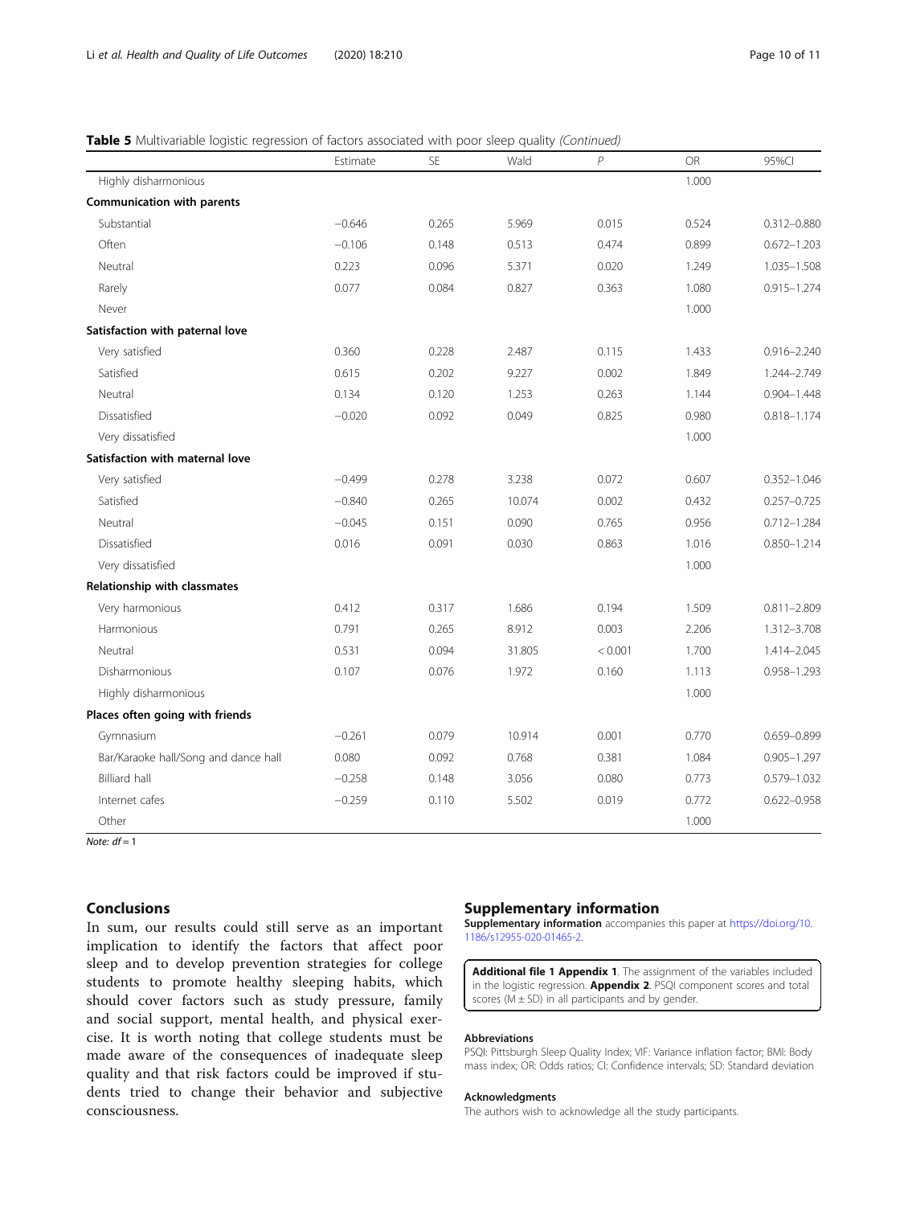**Table 5** Multivariable logistic regression of factors associated with poor sleep quality *(Continued)*

| | Estimate | SE | Wald | *P* | OR | 95%CI |
|---|---|---|---|---|---|---|
| Highly disharmonious | | | | | 1.000 | |
| **Communication with parents** | | | | | | |
| Substantial | −0.646 | 0.265 | 5.969 | 0.015 | 0.524 | 0.312–0.880 |
| Often | −0.106 | 0.148 | 0.513 | 0.474 | 0.899 | 0.672–1.203 |
| Neutral | 0.223 | 0.096 | 5.371 | 0.020 | 1.249 | 1.035–1.508 |
| Rarely | 0.077 | 0.084 | 0.827 | 0.363 | 1.080 | 0.915–1.274 |
| Never | | | | | 1.000 | |
| **Satisfaction with paternal love** | | | | | | |
| Very satisfied | 0.360 | 0.228 | 2.487 | 0.115 | 1.433 | 0.916–2.240 |
| Satisfied | 0.615 | 0.202 | 9.227 | 0.002 | 1.849 | 1.244–2.749 |
| Neutral | 0.134 | 0.120 | 1.253 | 0.263 | 1.144 | 0.904–1.448 |
| Dissatisfied | −0.020 | 0.092 | 0.049 | 0.825 | 0.980 | 0.818–1.174 |
| Very dissatisfied | | | | | 1.000 | |
| **Satisfaction with maternal love** | | | | | | |
| Very satisfied | −0.499 | 0.278 | 3.238 | 0.072 | 0.607 | 0.352–1.046 |
| Satisfied | −0.840 | 0.265 | 10.074 | 0.002 | 0.432 | 0.257–0.725 |
| Neutral | −0.045 | 0.151 | 0.090 | 0.765 | 0.956 | 0.712–1.284 |
| Dissatisfied | 0.016 | 0.091 | 0.030 | 0.863 | 1.016 | 0.850–1.214 |
| Very dissatisfied | | | | | 1.000 | |
| **Relationship with classmates** | | | | | | |
| Very harmonious | 0.412 | 0.317 | 1.686 | 0.194 | 1.509 | 0.811–2.809 |
| Harmonious | 0.791 | 0.265 | 8.912 | 0.003 | 2.206 | 1.312–3.708 |
| Neutral | 0.531 | 0.094 | 31.805 | < 0.001 | 1.700 | 1.414–2.045 |
| Disharmonious | 0.107 | 0.076 | 1.972 | 0.160 | 1.113 | 0.958–1.293 |
| Highly disharmonious | | | | | 1.000 | |
| **Places often going with friends** | | | | | | |
| Gymnasium | −0.261 | 0.079 | 10.914 | 0.001 | 0.770 | 0.659–0.899 |
| Bar/Karaoke hall/Song and dance hall | 0.080 | 0.092 | 0.768 | 0.381 | 1.084 | 0.905–1.297 |
| Billiard hall | −0.258 | 0.148 | 3.056 | 0.080 | 0.773 | 0.579–1.032 |
| Internet cafes | −0.259 | 0.110 | 5.502 | 0.019 | 0.772 | 0.622–0.958 |
| Other | | | | | 1.000 | |

*Note*: $df = 1$

## Conclusions

In sum, our results could still serve as an important implication to identify the factors that affect poor sleep and to develop prevention strategies for college students to promote healthy sleeping habits, which should cover factors such as study pressure, family and social support, mental health, and physical exercise. It is worth noting that college students must be made aware of the consequences of inadequate sleep quality and that risk factors could be improved if students tried to change their behavior and subjective consciousness.

## Supplementary information

**Supplementary information** accompanies this paper at https://doi.org/10.1186/s12955-020-01465-2.

**Additional file 1 Appendix 1**. The assignment of the variables included in the logistic regression. **Appendix 2**. PSQI component scores and total scores (M ± SD) in all participants and by gender.

### Abbreviations

PSQI: Pittsburgh Sleep Quality Index; VIF: Variance inflation factor; BMI: Body mass index; OR: Odds ratios; CI: Confidence intervals; SD: Standard deviation

### Acknowledgments

The authors wish to acknowledge all the study participants.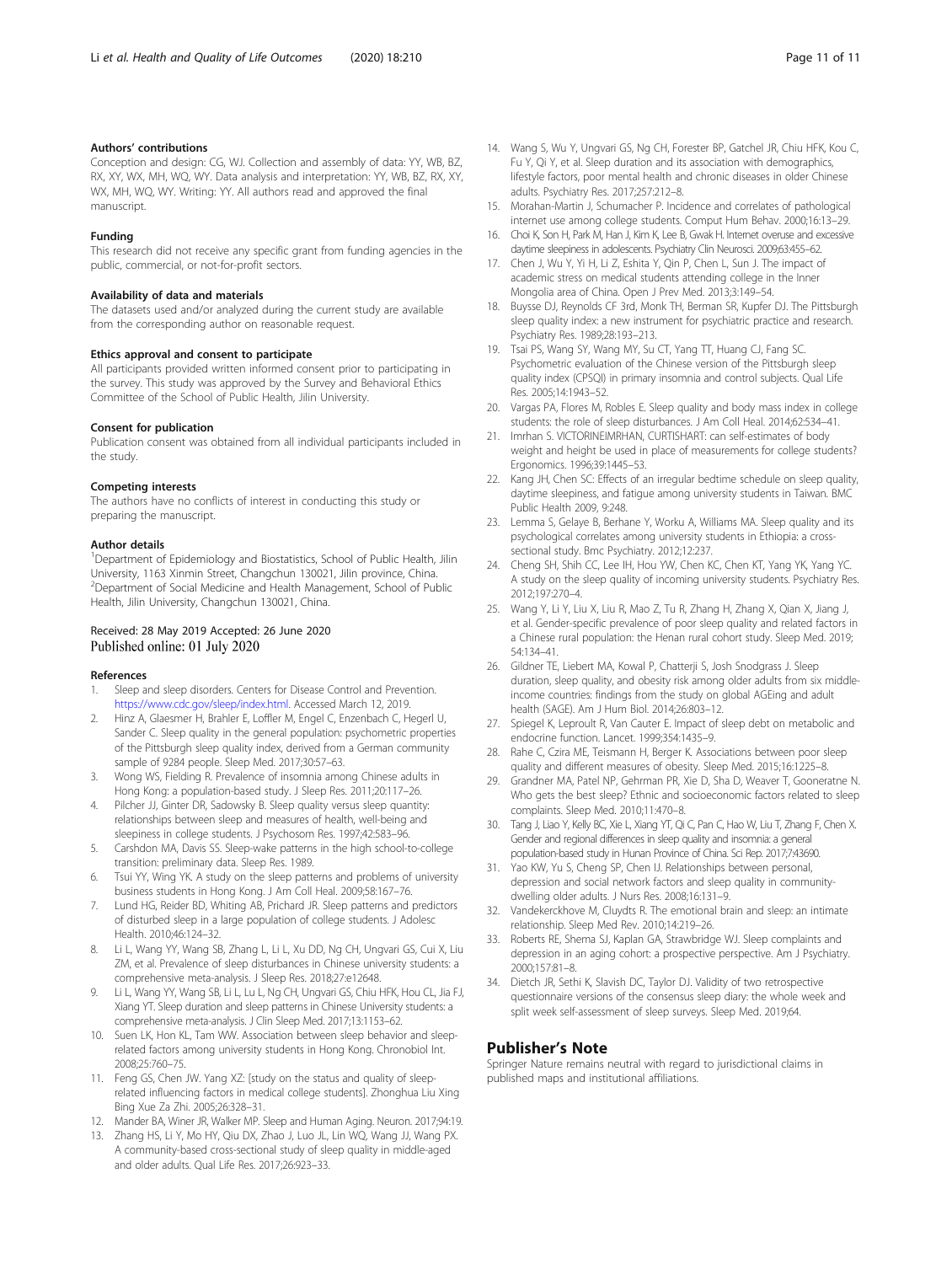#### Authors' contributions

Conception and design: CG, WJ. Collection and assembly of data: YY, WB, BZ, RX, XY, WX, MH, WQ, WY. Data analysis and interpretation: YY, WB, BZ, RX, XY, WX, MH, WQ, WY. Writing: YY. All authors read and approved the final manuscript.

#### Funding

This research did not receive any specific grant from funding agencies in the public, commercial, or not-for-profit sectors.

#### Availability of data and materials

The datasets used and/or analyzed during the current study are available from the corresponding author on reasonable request.

#### Ethics approval and consent to participate

All participants provided written informed consent prior to participating in the survey. This study was approved by the Survey and Behavioral Ethics Committee of the School of Public Health, Jilin University.

#### Consent for publication

Publication consent was obtained from all individual participants included in the study.

#### Competing interests

The authors have no conflicts of interest in conducting this study or preparing the manuscript.

#### Author details

[1]Department of Epidemiology and Biostatistics, School of Public Health, Jilin University, 1163 Xinmin Street, Changchun 130021, Jilin province, China. [2]Department of Social Medicine and Health Management, School of Public Health, Jilin University, Changchun 130021, China.

Received: 28 May 2019 Accepted: 26 June 2020
Published online: 01 July 2020

#### References

1. Sleep and sleep disorders. Centers for Disease Control and Prevention. https://www.cdc.gov/sleep/index.html. Accessed March 12, 2019.
2. Hinz A, Glaesmer H, Brahler E, Loffler M, Engel C, Enzenbach C, Hegerl U, Sander C. Sleep quality in the general population: psychometric properties of the Pittsburgh sleep quality index, derived from a German community sample of 9284 people. Sleep Med. 2017;30:57–63.
3. Wong WS, Fielding R. Prevalence of insomnia among Chinese adults in Hong Kong: a population-based study. J Sleep Res. 2011;20:117–26.
4. Pilcher JJ, Ginter DR, Sadowsky B. Sleep quality versus sleep quantity: relationships between sleep and measures of health, well-being and sleepiness in college students. J Psychosom Res. 1997;42:583–96.
5. Carshdon MA, Davis SS. Sleep-wake patterns in the high school-to-college transition: preliminary data. Sleep Res. 1989.
6. Tsui YY, Wing YK. A study on the sleep patterns and problems of university business students in Hong Kong. J Am Coll Heal. 2009;58:167–76.
7. Lund HG, Reider BD, Whiting AB, Prichard JR. Sleep patterns and predictors of disturbed sleep in a large population of college students. J Adolesc Health. 2010;46:124–32.
8. Li L, Wang YY, Wang SB, Zhang L, Li L, Xu DD, Ng CH, Ungvari GS, Cui X, Liu ZM, et al. Prevalence of sleep disturbances in Chinese university students: a comprehensive meta-analysis. J Sleep Res. 2018;27:e12648.
9. Li L, Wang YY, Wang SB, Li L, Lu L, Ng CH, Ungvari GS, Chiu HFK, Hou CL, Jia FJ, Xiang YT. Sleep duration and sleep patterns in Chinese University students: a comprehensive meta-analysis. J Clin Sleep Med. 2017;13:1153–62.
10. Suen LK, Hon KL, Tam WW. Association between sleep behavior and sleep-related factors among university students in Hong Kong. Chronobiol Int. 2008;25:760–75.
11. Feng GS, Chen JW. Yang XZ: [study on the status and quality of sleep-related influencing factors in medical college students]. Zhonghua Liu Xing Bing Xue Za Zhi. 2005;26:328–31.
12. Mander BA, Winer JR, Walker MP. Sleep and Human Aging. Neuron. 2017;94:19.
13. Zhang HS, Li Y, Mo HY, Qiu DX, Zhao J, Luo JL, Lin WQ, Wang JJ, Wang PX. A community-based cross-sectional study of sleep quality in middle-aged and older adults. Qual Life Res. 2017;26:923–33.
14. Wang S, Wu Y, Ungvari GS, Ng CH, Forester BP, Gatchel JR, Chiu HFK, Kou C, Fu Y, Qi Y, et al. Sleep duration and its association with demographics, lifestyle factors, poor mental health and chronic diseases in older Chinese adults. Psychiatry Res. 2017;257:212–8.
15. Morahan-Martin J, Schumacher P. Incidence and correlates of pathological internet use among college students. Comput Hum Behav. 2000;16:13–29.
16. Choi K, Son H, Park M, Han J, Kim K, Lee B, Gwak H. Internet overuse and excessive daytime sleepiness in adolescents. Psychiatry Clin Neurosci. 2009;63:455–62.
17. Chen J, Wu Y, Yi H, Li Z, Eshita Y, Qin P, Chen L, Sun J. The impact of academic stress on medical students attending college in the Inner Mongolia area of China. Open J Prev Med. 2013;3:149–54.
18. Buysse DJ, Reynolds CF 3rd, Monk TH, Berman SR, Kupfer DJ. The Pittsburgh sleep quality index: a new instrument for psychiatric practice and research. Psychiatry Res. 1989;28:193–213.
19. Tsai PS, Wang SY, Wang MY, Su CT, Yang TT, Huang CJ, Fang SC. Psychometric evaluation of the Chinese version of the Pittsburgh sleep quality index (CPSQI) in primary insomnia and control subjects. Qual Life Res. 2005;14:1943–52.
20. Vargas PA, Flores M, Robles E. Sleep quality and body mass index in college students: the role of sleep disturbances. J Am Coll Heal. 2014;62:534–41.
21. Imrhan S. VICTORINEIMRHAN, CURTISHART: can self-estimates of body weight and height be used in place of measurements for college students? Ergonomics. 1996;39:1445–53.
22. Kang JH, Chen SC: Effects of an irregular bedtime schedule on sleep quality, daytime sleepiness, and fatigue among university students in Taiwan. BMC Public Health 2009, 9:248.
23. Lemma S, Gelaye B, Berhane Y, Worku A, Williams MA. Sleep quality and its psychological correlates among university students in Ethiopia: a cross-sectional study. Bmc Psychiatry. 2012;12:237.
24. Cheng SH, Shih CC, Lee IH, Hou YW, Chen KC, Chen KT, Yang YK, Yang YC. A study on the sleep quality of incoming university students. Psychiatry Res. 2012;197:270–4.
25. Wang Y, Li Y, Liu X, Liu R, Mao Z, Tu R, Zhang H, Zhang X, Qian X, Jiang J, et al. Gender-specific prevalence of poor sleep quality and related factors in a Chinese rural population: the Henan rural cohort study. Sleep Med. 2019; 54:134–41.
26. Gildner TE, Liebert MA, Kowal P, Chatterji S, Josh Snodgrass J. Sleep duration, sleep quality, and obesity risk among older adults from six middle-income countries: findings from the study on global AGEing and adult health (SAGE). Am J Hum Biol. 2014;26:803–12.
27. Spiegel K, Leproult R, Van Cauter E. Impact of sleep debt on metabolic and endocrine function. Lancet. 1999;354:1435–9.
28. Rahe C, Czira ME, Teismann H, Berger K. Associations between poor sleep quality and different measures of obesity. Sleep Med. 2015;16:1225–8.
29. Grandner MA, Patel NP, Gehrman PR, Xie D, Sha D, Weaver T, Gooneratne N. Who gets the best sleep? Ethnic and socioeconomic factors related to sleep complaints. Sleep Med. 2010;11:470–8.
30. Tang J, Liao Y, Kelly BC, Xie L, Xiang YT, Qi C, Pan C, Hao W, Liu T, Zhang F, Chen X. Gender and regional differences in sleep quality and insomnia: a general population-based study in Hunan Province of China. Sci Rep. 2017;7:43690.
31. Yao KW, Yu S, Cheng SP, Chen IJ. Relationships between personal, depression and social network factors and sleep quality in community-dwelling older adults. J Nurs Res. 2008;16:131–9.
32. Vandekerckhove M, Cluydts R. The emotional brain and sleep: an intimate relationship. Sleep Med Rev. 2010;14:219–26.
33. Roberts RE, Shema SJ, Kaplan GA, Strawbridge WJ. Sleep complaints and depression in an aging cohort: a prospective perspective. Am J Psychiatry. 2000;157:81–8.
34. Dietch JR, Sethi K, Slavish DC, Taylor DJ. Validity of two retrospective questionnaire versions of the consensus sleep diary: the whole week and split week self-assessment of sleep surveys. Sleep Med. 2019;64.

## Publisher's Note

Springer Nature remains neutral with regard to jurisdictional claims in published maps and institutional affiliations.